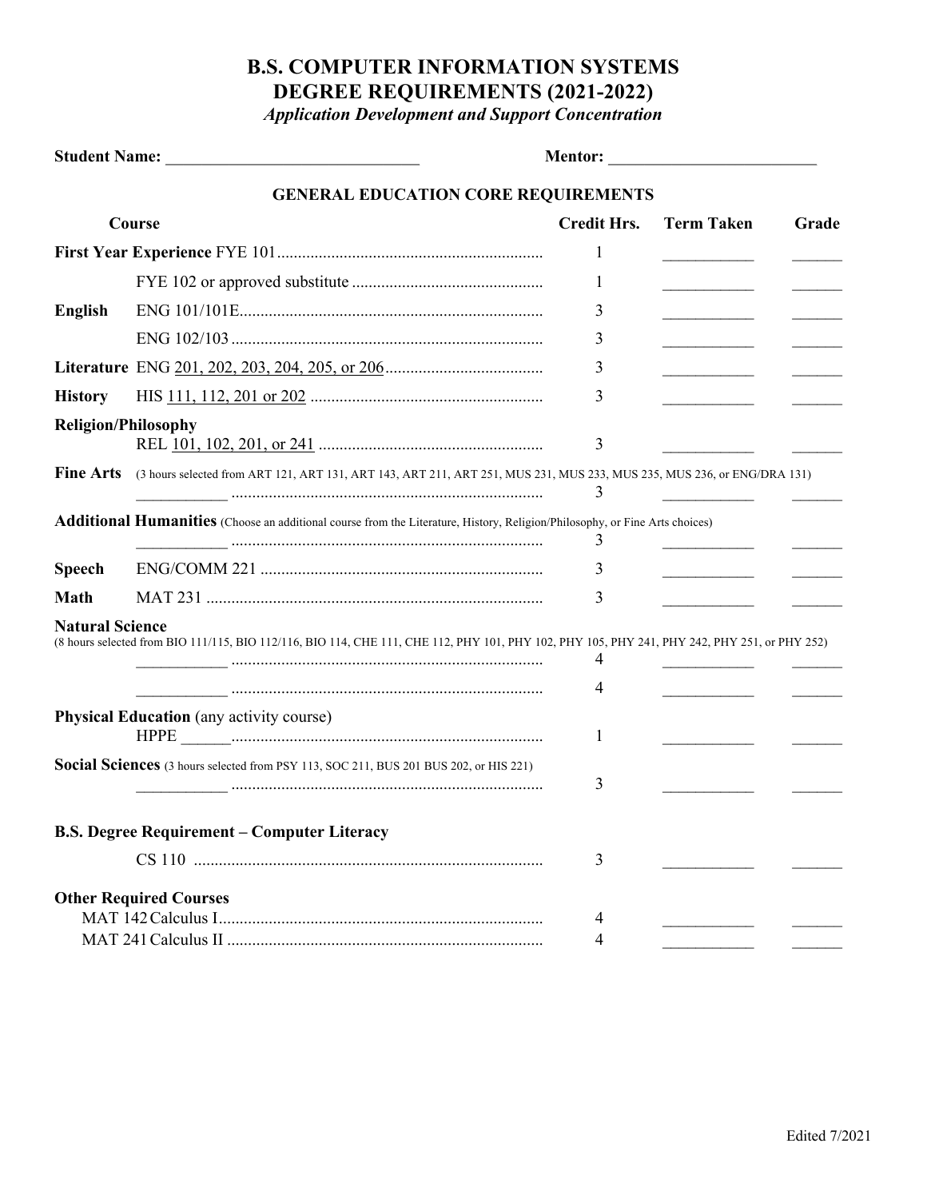# B.S. COMPUTER INFORMATION SYSTEMS
# DEGREE REQUIREMENTS (2021-2022)

*Application Development and Support Concentration*

**Student Name:** ______________________________ **Mentor:** ________________________

## GENERAL EDUCATION CORE REQUIREMENTS

| Course | | Credit Hrs. | Term Taken | Grade |
|---|---|---|---|---|
| **First Year Experience** | FYE 101 | 1 | ___________ | ______ |
| | FYE 102 or approved substitute | 1 | ___________ | ______ |
| **English** | ENG 101/101E | 3 | ___________ | ______ |
| | ENG 102/103 | 3 | ___________ | ______ |
| **Literature** | ENG 201, 202, 203, 204, 205, or 206 | 3 | ___________ | ______ |
| **History** | HIS 111, 112, 201 or 202 | 3 | ___________ | ______ |
| **Religion/Philosophy** | REL 101, 102, 201, or 241 | 3 | ___________ | ______ |
| **Fine Arts** (3 hours selected from ART 121, ART 131, ART 143, ART 211, ART 251, MUS 231, MUS 233, MUS 235, MUS 236, or ENG/DRA 131) | ___________ | 3 | ___________ | ______ |
| **Additional Humanities** (Choose an additional course from the Literature, History, Religion/Philosophy, or Fine Arts choices) | ___________ | 3 | ___________ | ______ |
| **Speech** | ENG/COMM 221 | 3 | ___________ | ______ |
| **Math** | MAT 231 | 3 | ___________ | ______ |
| **Natural Science** (8 hours selected from BIO 111/115, BIO 112/116, BIO 114, CHE 111, CHE 112, PHY 101, PHY 102, PHY 105, PHY 241, PHY 242, PHY 251, or PHY 252) | ___________ | 4 | ___________ | ______ |
| | ___________ | 4 | ___________ | ______ |
| **Physical Education** (any activity course) | HPPE ______ | 1 | ___________ | ______ |
| **Social Sciences** (3 hours selected from PSY 113, SOC 211, BUS 201 BUS 202, or HIS 221) | ___________ | 3 | ___________ | ______ |

### B.S. Degree Requirement – Computer Literacy

| Course | Credit Hrs. | Term Taken | Grade |
|---|---|---|---|
| CS 110 | 3 | ___________ | ______ |

### Other Required Courses

| Course | Credit Hrs. | Term Taken | Grade |
|---|---|---|---|
| MAT 142 Calculus I | 4 | ___________ | ______ |
| MAT 241 Calculus II | 4 | ___________ | ______ |

Edited 7/2021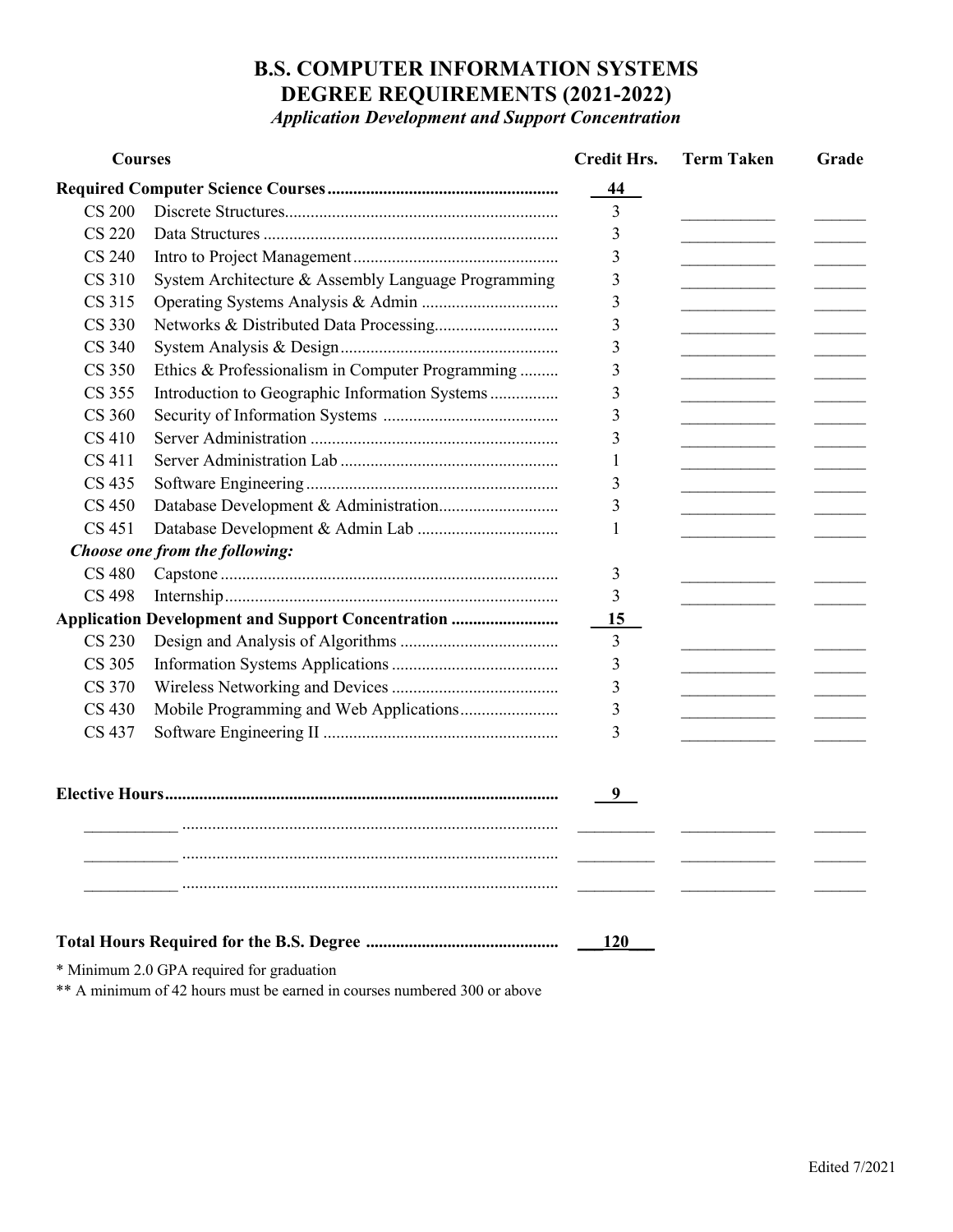# B.S. COMPUTER INFORMATION SYSTEMS
# DEGREE REQUIREMENTS (2021-2022)
### *Application Development and Support Concentration*

| Courses | | Credit Hrs. | Term Taken | Grade |
|---|---|---|---|---|
| **Required Computer Science Courses** | | **44** | | |
| CS 200 | Discrete Structures | 3 | ___________ | ______ |
| CS 220 | Data Structures | 3 | ___________ | ______ |
| CS 240 | Intro to Project Management | 3 | ___________ | ______ |
| CS 310 | System Architecture & Assembly Language Programming | 3 | ___________ | ______ |
| CS 315 | Operating Systems Analysis & Admin | 3 | ___________ | ______ |
| CS 330 | Networks & Distributed Data Processing | 3 | ___________ | ______ |
| CS 340 | System Analysis & Design | 3 | ___________ | ______ |
| CS 350 | Ethics & Professionalism in Computer Programming | 3 | ___________ | ______ |
| CS 355 | Introduction to Geographic Information Systems | 3 | ___________ | ______ |
| CS 360 | Security of Information Systems | 3 | ___________ | ______ |
| CS 410 | Server Administration | 3 | ___________ | ______ |
| CS 411 | Server Administration Lab | 1 | ___________ | ______ |
| CS 435 | Software Engineering | 3 | ___________ | ______ |
| CS 450 | Database Development & Administration | 3 | ___________ | ______ |
| CS 451 | Database Development & Admin Lab | 1 | ___________ | ______ |
| ***Choose one from the following:*** | | | | |
| CS 480 | Capstone | 3 | ___________ | ______ |
| CS 498 | Internship | 3 | ___________ | ______ |
| **Application Development and Support Concentration** | | **15** | | |
| CS 230 | Design and Analysis of Algorithms | 3 | ___________ | ______ |
| CS 305 | Information Systems Applications | 3 | ___________ | ______ |
| CS 370 | Wireless Networking and Devices | 3 | ___________ | ______ |
| CS 430 | Mobile Programming and Web Applications | 3 | ___________ | ______ |
| CS 437 | Software Engineering II | 3 | ___________ | ______ |
| **Elective Hours** | | **9** | | |
| ___________ | | _________ | ___________ | ______ |
| ___________ | | _________ | ___________ | ______ |
| ___________ | | _________ | ___________ | ______ |
| **Total Hours Required for the B.S. Degree** | | **120** | | |

\* Minimum 2.0 GPA required for graduation

** A minimum of 42 hours must be earned in courses numbered 300 or above

Edited 7/2021